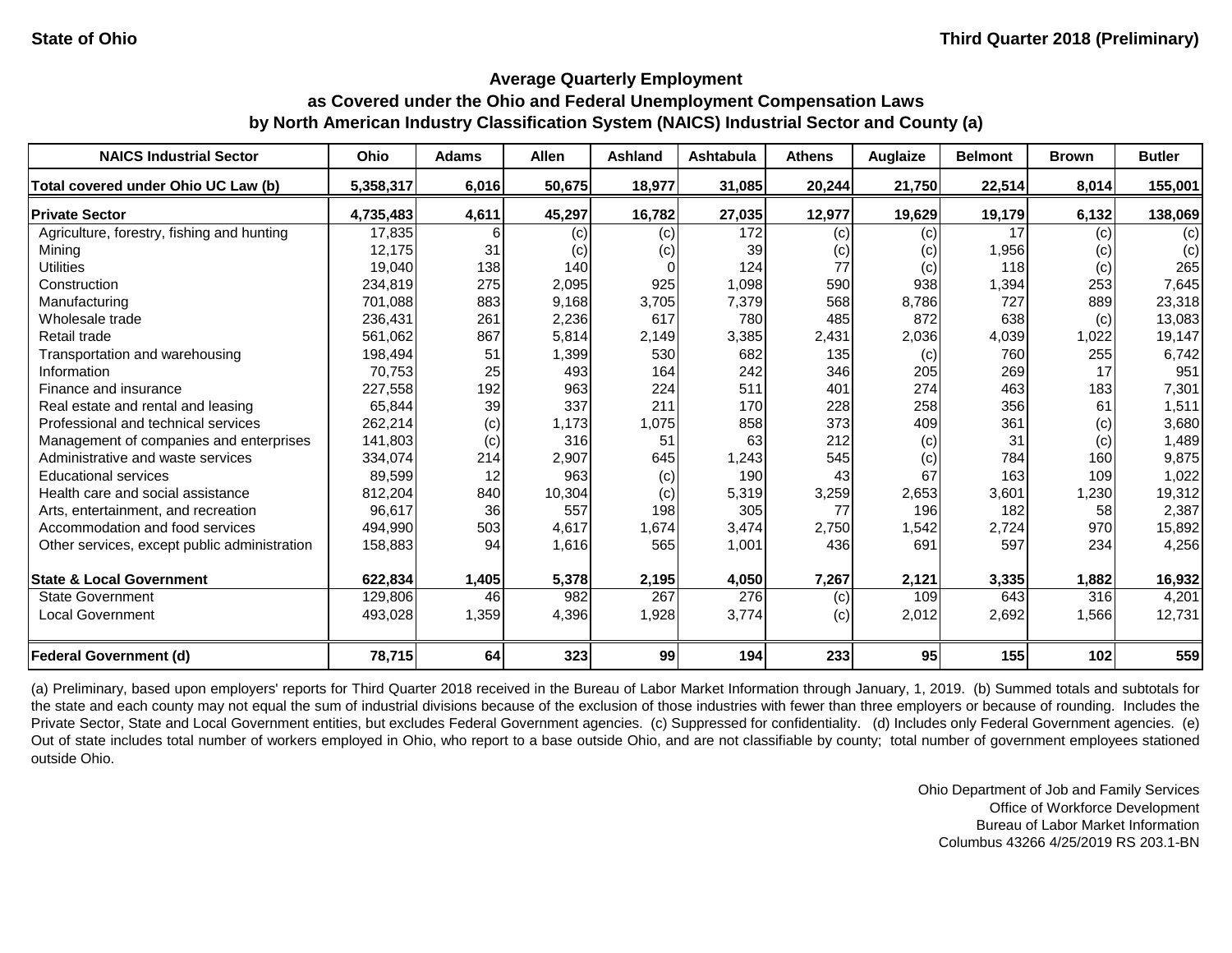**State of Ohio** **Third Quarter 2018 (Preliminary)**

## Average Quarterly Employment
## as Covered under the Ohio and Federal Unemployment Compensation Laws
## by North American Industry Classification System (NAICS) Industrial Sector and County (a)

| NAICS Industrial Sector | Ohio | Adams | Allen | Ashland | Ashtabula | Athens | Auglaize | Belmont | Brown | Butler |
|---|---|---|---|---|---|---|---|---|---|---|
| **Total covered under Ohio UC Law (b)** | **5,358,317** | **6,016** | **50,675** | **18,977** | **31,085** | **20,244** | **21,750** | **22,514** | **8,014** | **155,001** |
| **Private Sector** | **4,735,483** | **4,611** | **45,297** | **16,782** | **27,035** | **12,977** | **19,629** | **19,179** | **6,132** | **138,069** |
| Agriculture, forestry, fishing and hunting | 17,835 | 6 | (c) | (c) | 172 | (c) | (c) | 17 | (c) | (c) |
| Mining | 12,175 | 31 | (c) | (c) | 39 | (c) | (c) | 1,956 | (c) | (c) |
| Utilities | 19,040 | 138 | 140 | 0 | 124 | 77 | (c) | 118 | (c) | 265 |
| Construction | 234,819 | 275 | 2,095 | 925 | 1,098 | 590 | 938 | 1,394 | 253 | 7,645 |
| Manufacturing | 701,088 | 883 | 9,168 | 3,705 | 7,379 | 568 | 8,786 | 727 | 889 | 23,318 |
| Wholesale trade | 236,431 | 261 | 2,236 | 617 | 780 | 485 | 872 | 638 | (c) | 13,083 |
| Retail trade | 561,062 | 867 | 5,814 | 2,149 | 3,385 | 2,431 | 2,036 | 4,039 | 1,022 | 19,147 |
| Transportation and warehousing | 198,494 | 51 | 1,399 | 530 | 682 | 135 | (c) | 760 | 255 | 6,742 |
| Information | 70,753 | 25 | 493 | 164 | 242 | 346 | 205 | 269 | 17 | 951 |
| Finance and insurance | 227,558 | 192 | 963 | 224 | 511 | 401 | 274 | 463 | 183 | 7,301 |
| Real estate and rental and leasing | 65,844 | 39 | 337 | 211 | 170 | 228 | 258 | 356 | 61 | 1,511 |
| Professional and technical services | 262,214 | (c) | 1,173 | 1,075 | 858 | 373 | 409 | 361 | (c) | 3,680 |
| Management of companies and enterprises | 141,803 | (c) | 316 | 51 | 63 | 212 | (c) | 31 | (c) | 1,489 |
| Administrative and waste services | 334,074 | 214 | 2,907 | 645 | 1,243 | 545 | (c) | 784 | 160 | 9,875 |
| Educational services | 89,599 | 12 | 963 | (c) | 190 | 43 | 67 | 163 | 109 | 1,022 |
| Health care and social assistance | 812,204 | 840 | 10,304 | (c) | 5,319 | 3,259 | 2,653 | 3,601 | 1,230 | 19,312 |
| Arts, entertainment, and recreation | 96,617 | 36 | 557 | 198 | 305 | 77 | 196 | 182 | 58 | 2,387 |
| Accommodation and food services | 494,990 | 503 | 4,617 | 1,674 | 3,474 | 2,750 | 1,542 | 2,724 | 970 | 15,892 |
| Other services, except public administration | 158,883 | 94 | 1,616 | 565 | 1,001 | 436 | 691 | 597 | 234 | 4,256 |
| **State & Local Government** | **622,834** | **1,405** | **5,378** | **2,195** | **4,050** | **7,267** | **2,121** | **3,335** | **1,882** | **16,932** |
| State Government | 129,806 | 46 | 982 | 267 | 276 | (c) | 109 | 643 | 316 | 4,201 |
| Local Government | 493,028 | 1,359 | 4,396 | 1,928 | 3,774 | (c) | 2,012 | 2,692 | 1,566 | 12,731 |
| **Federal Government (d)** | **78,715** | **64** | **323** | **99** | **194** | **233** | **95** | **155** | **102** | **559** |

(a) Preliminary, based upon employers' reports for Third Quarter 2018 received in the Bureau of Labor Market Information through January, 1, 2019. (b) Summed totals and subtotals for the state and each county may not equal the sum of industrial divisions because of the exclusion of those industries with fewer than three employers or because of rounding. Includes the Private Sector, State and Local Government entities, but excludes Federal Government agencies. (c) Suppressed for confidentiality. (d) Includes only Federal Government agencies. (e) Out of state includes total number of workers employed in Ohio, who report to a base outside Ohio, and are not classifiable by county; total number of government employees stationed outside Ohio.

Ohio Department of Job and Family Services
Office of Workforce Development
Bureau of Labor Market Information
Columbus 43266 4/25/2019 RS 203.1-BN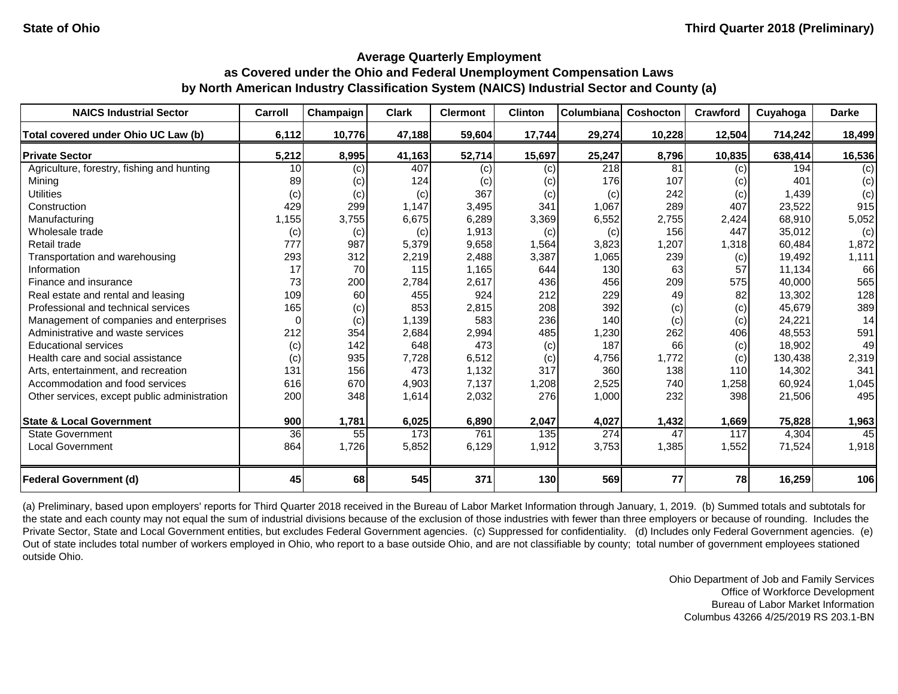State of Ohio | Third Quarter 2018 (Preliminary)

### Average Quarterly Employment as Covered under the Ohio and Federal Unemployment Compensation Laws by North American Industry Classification System (NAICS) Industrial Sector and County (a)

| NAICS Industrial Sector | Carroll | Champaign | Clark | Clermont | Clinton | Columbiana | Coshocton | Crawford | Cuyahoga | Darke |
|---|---|---|---|---|---|---|---|---|---|---|
| **Total covered under Ohio UC Law (b)** | **6,112** | **10,776** | **47,188** | **59,604** | **17,744** | **29,274** | **10,228** | **12,504** | **714,242** | **18,499** |
| **Private Sector** | **5,212** | **8,995** | **41,163** | **52,714** | **15,697** | **25,247** | **8,796** | **10,835** | **638,414** | **16,536** |
| Agriculture, forestry, fishing and hunting | 10 | (c) | 407 | (c) | (c) | 218 | 81 | (c) | 194 | (c) |
| Mining | 89 | (c) | 124 | (c) | (c) | 176 | 107 | (c) | 401 | (c) |
| Utilities | (c) | (c) | (c) | 367 | (c) | (c) | 242 | (c) | 1,439 | (c) |
| Construction | 429 | 299 | 1,147 | 3,495 | 341 | 1,067 | 289 | 407 | 23,522 | 915 |
| Manufacturing | 1,155 | 3,755 | 6,675 | 6,289 | 3,369 | 6,552 | 2,755 | 2,424 | 68,910 | 5,052 |
| Wholesale trade | (c) | (c) | (c) | 1,913 | (c) | (c) | 156 | 447 | 35,012 | (c) |
| Retail trade | 777 | 987 | 5,379 | 9,658 | 1,564 | 3,823 | 1,207 | 1,318 | 60,484 | 1,872 |
| Transportation and warehousing | 293 | 312 | 2,219 | 2,488 | 3,387 | 1,065 | 239 | (c) | 19,492 | 1,111 |
| Information | 17 | 70 | 115 | 1,165 | 644 | 130 | 63 | 57 | 11,134 | 66 |
| Finance and insurance | 73 | 200 | 2,784 | 2,617 | 436 | 456 | 209 | 575 | 40,000 | 565 |
| Real estate and rental and leasing | 109 | 60 | 455 | 924 | 212 | 229 | 49 | 82 | 13,302 | 128 |
| Professional and technical services | 165 | (c) | 853 | 2,815 | 208 | 392 | (c) | (c) | 45,679 | 389 |
| Management of companies and enterprises | 0 | (c) | 1,139 | 583 | 236 | 140 | (c) | (c) | 24,221 | 14 |
| Administrative and waste services | 212 | 354 | 2,684 | 2,994 | 485 | 1,230 | 262 | 406 | 48,553 | 591 |
| Educational services | (c) | 142 | 648 | 473 | (c) | 187 | 66 | (c) | 18,902 | 49 |
| Health care and social assistance | (c) | 935 | 7,728 | 6,512 | (c) | 4,756 | 1,772 | (c) | 130,438 | 2,319 |
| Arts, entertainment, and recreation | 131 | 156 | 473 | 1,132 | 317 | 360 | 138 | 110 | 14,302 | 341 |
| Accommodation and food services | 616 | 670 | 4,903 | 7,137 | 1,208 | 2,525 | 740 | 1,258 | 60,924 | 1,045 |
| Other services, except public administration | 200 | 348 | 1,614 | 2,032 | 276 | 1,000 | 232 | 398 | 21,506 | 495 |
| **State & Local Government** | **900** | **1,781** | **6,025** | **6,890** | **2,047** | **4,027** | **1,432** | **1,669** | **75,828** | **1,963** |
| State Government | 36 | 55 | 173 | 761 | 135 | 274 | 47 | 117 | 4,304 | 45 |
| Local Government | 864 | 1,726 | 5,852 | 6,129 | 1,912 | 3,753 | 1,385 | 1,552 | 71,524 | 1,918 |
| **Federal Government (d)** | **45** | **68** | **545** | **371** | **130** | **569** | **77** | **78** | **16,259** | **106** |

(a) Preliminary, based upon employers' reports for Third Quarter 2018 received in the Bureau of Labor Market Information through January, 1, 2019. (b) Summed totals and subtotals for the state and each county may not equal the sum of industrial divisions because of the exclusion of those industries with fewer than three employers or because of rounding. Includes the Private Sector, State and Local Government entities, but excludes Federal Government agencies. (c) Suppressed for confidentiality. (d) Includes only Federal Government agencies. (e) Out of state includes total number of workers employed in Ohio, who report to a base outside Ohio, and are not classifiable by county; total number of government employees stationed outside Ohio.

Ohio Department of Job and Family Services
Office of Workforce Development
Bureau of Labor Market Information
Columbus 43266 4/25/2019 RS 203.1-BN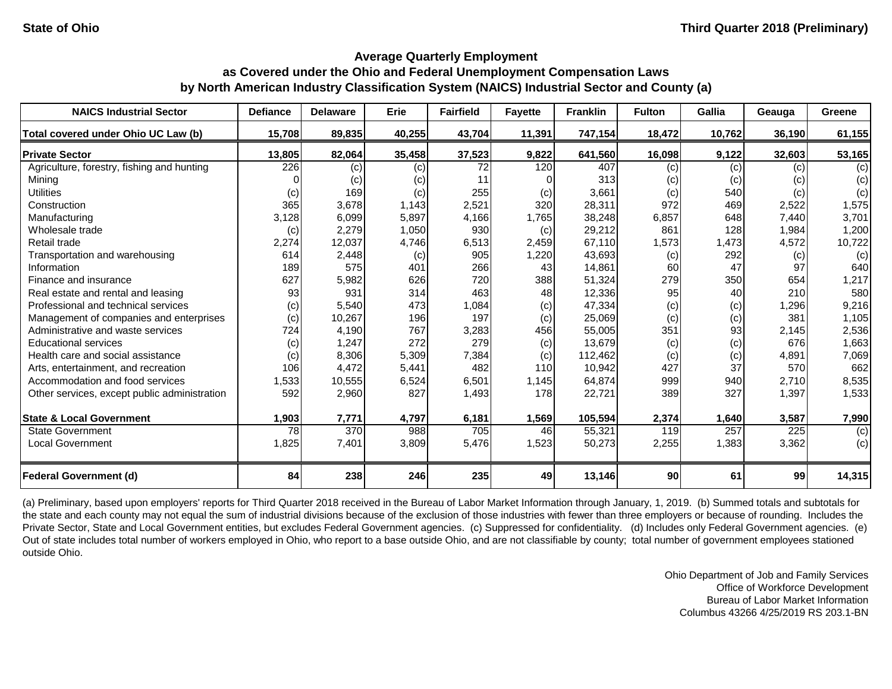State of Ohio

Third Quarter 2018 (Preliminary)

### Average Quarterly Employment as Covered under the Ohio and Federal Unemployment Compensation Laws by North American Industry Classification System (NAICS) Industrial Sector and County (a)

| NAICS Industrial Sector | Defiance | Delaware | Erie | Fairfield | Fayette | Franklin | Fulton | Gallia | Geauga | Greene |
|---|---|---|---|---|---|---|---|---|---|---|
| **Total covered under Ohio UC Law (b)** | **15,708** | **89,835** | **40,255** | **43,704** | **11,391** | **747,154** | **18,472** | **10,762** | **36,190** | **61,155** |
| **Private Sector** | **13,805** | **82,064** | **35,458** | **37,523** | **9,822** | **641,560** | **16,098** | **9,122** | **32,603** | **53,165** |
| Agriculture, forestry, fishing and hunting | 226 | (c) | (c) | 72 | 120 | 407 | (c) | (c) | (c) | (c) |
| Mining | 0 | (c) | (c) | 11 | 0 | 313 | (c) | (c) | (c) | (c) |
| Utilities | (c) | 169 | (c) | 255 | (c) | 3,661 | (c) | 540 | (c) | (c) |
| Construction | 365 | 3,678 | 1,143 | 2,521 | 320 | 28,311 | 972 | 469 | 2,522 | 1,575 |
| Manufacturing | 3,128 | 6,099 | 5,897 | 4,166 | 1,765 | 38,248 | 6,857 | 648 | 7,440 | 3,701 |
| Wholesale trade | (c) | 2,279 | 1,050 | 930 | (c) | 29,212 | 861 | 128 | 1,984 | 1,200 |
| Retail trade | 2,274 | 12,037 | 4,746 | 6,513 | 2,459 | 67,110 | 1,573 | 1,473 | 4,572 | 10,722 |
| Transportation and warehousing | 614 | 2,448 | (c) | 905 | 1,220 | 43,693 | (c) | 292 | (c) | (c) |
| Information | 189 | 575 | 401 | 266 | 43 | 14,861 | 60 | 47 | 97 | 640 |
| Finance and insurance | 627 | 5,982 | 626 | 720 | 388 | 51,324 | 279 | 350 | 654 | 1,217 |
| Real estate and rental and leasing | 93 | 931 | 314 | 463 | 48 | 12,336 | 95 | 40 | 210 | 580 |
| Professional and technical services | (c) | 5,540 | 473 | 1,084 | (c) | 47,334 | (c) | (c) | 1,296 | 9,216 |
| Management of companies and enterprises | (c) | 10,267 | 196 | 197 | (c) | 25,069 | (c) | (c) | 381 | 1,105 |
| Administrative and waste services | 724 | 4,190 | 767 | 3,283 | 456 | 55,005 | 351 | 93 | 2,145 | 2,536 |
| Educational services | (c) | 1,247 | 272 | 279 | (c) | 13,679 | (c) | (c) | 676 | 1,663 |
| Health care and social assistance | (c) | 8,306 | 5,309 | 7,384 | (c) | 112,462 | (c) | (c) | 4,891 | 7,069 |
| Arts, entertainment, and recreation | 106 | 4,472 | 5,441 | 482 | 110 | 10,942 | 427 | 37 | 570 | 662 |
| Accommodation and food services | 1,533 | 10,555 | 6,524 | 6,501 | 1,145 | 64,874 | 999 | 940 | 2,710 | 8,535 |
| Other services, except public administration | 592 | 2,960 | 827 | 1,493 | 178 | 22,721 | 389 | 327 | 1,397 | 1,533 |
| **State & Local Government** | **1,903** | **7,771** | **4,797** | **6,181** | **1,569** | **105,594** | **2,374** | **1,640** | **3,587** | **7,990** |
| State Government | 78 | 370 | 988 | 705 | 46 | 55,321 | 119 | 257 | 225 | (c) |
| Local Government | 1,825 | 7,401 | 3,809 | 5,476 | 1,523 | 50,273 | 2,255 | 1,383 | 3,362 | (c) |
| **Federal Government (d)** | **84** | **238** | **246** | **235** | **49** | **13,146** | **90** | **61** | **99** | **14,315** |

(a) Preliminary, based upon employers' reports for Third Quarter 2018 received in the Bureau of Labor Market Information through January, 1, 2019. (b) Summed totals and subtotals for the state and each county may not equal the sum of industrial divisions because of the exclusion of those industries with fewer than three employers or because of rounding. Includes the Private Sector, State and Local Government entities, but excludes Federal Government agencies. (c) Suppressed for confidentiality. (d) Includes only Federal Government agencies. (e) Out of state includes total number of workers employed in Ohio, who report to a base outside Ohio, and are not classifiable by county; total number of government employees stationed outside Ohio.

Ohio Department of Job and Family Services
Office of Workforce Development
Bureau of Labor Market Information
Columbus 43266 4/25/2019 RS 203.1-BN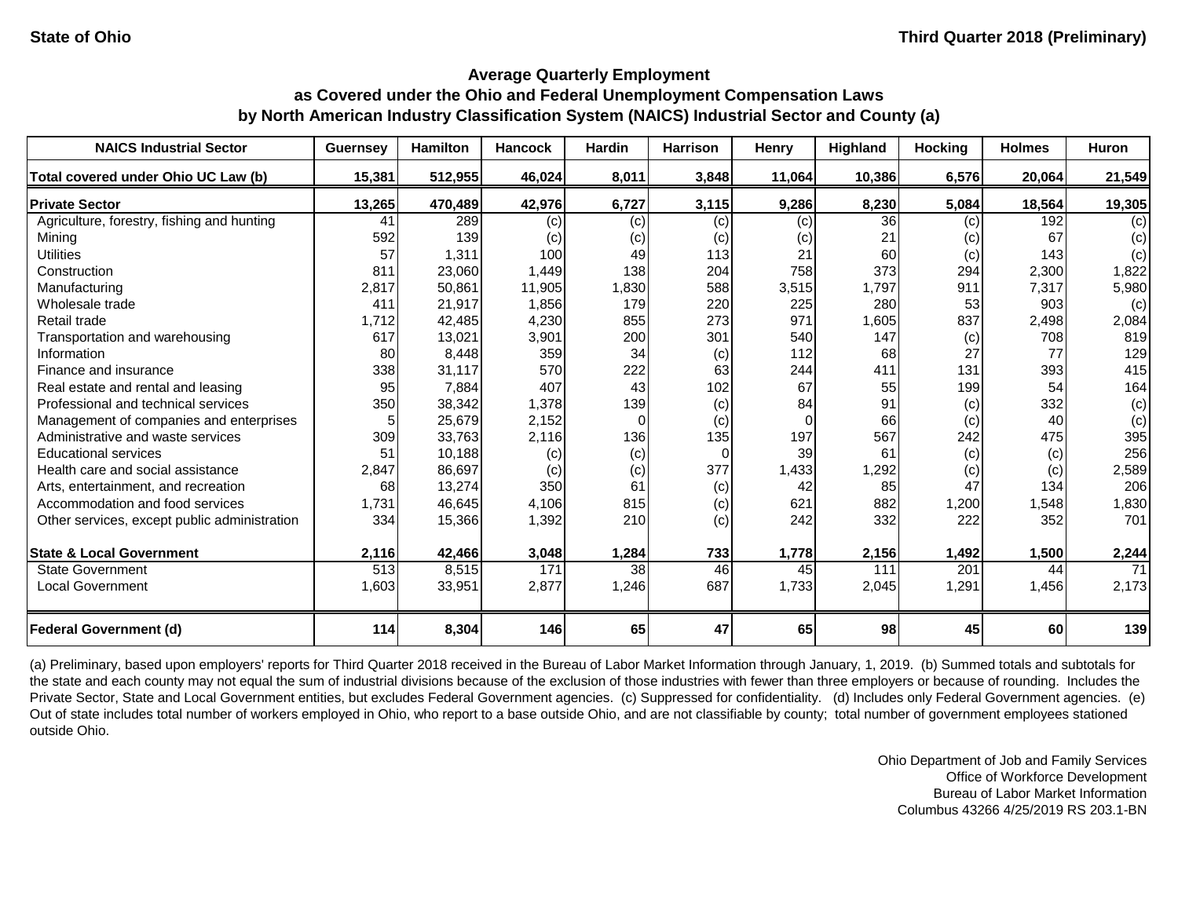State of Ohio

Third Quarter 2018 (Preliminary)

## Average Quarterly Employment as Covered under the Ohio and Federal Unemployment Compensation Laws by North American Industry Classification System (NAICS) Industrial Sector and County (a)

| NAICS Industrial Sector | Guernsey | Hamilton | Hancock | Hardin | Harrison | Henry | Highland | Hocking | Holmes | Huron |
|---|---|---|---|---|---|---|---|---|---|---|
| **Total covered under Ohio UC Law (b)** | **15,381** | **512,955** | **46,024** | **8,011** | **3,848** | **11,064** | **10,386** | **6,576** | **20,064** | **21,549** |
| **Private Sector** | **13,265** | **470,489** | **42,976** | **6,727** | **3,115** | **9,286** | **8,230** | **5,084** | **18,564** | **19,305** |
| Agriculture, forestry, fishing and hunting | 41 | 289 | (c) | (c) | (c) | (c) | 36 | (c) | 192 | (c) |
| Mining | 592 | 139 | (c) | (c) | (c) | (c) | 21 | (c) | 67 | (c) |
| Utilities | 57 | 1,311 | 100 | 49 | 113 | 21 | 60 | (c) | 143 | (c) |
| Construction | 811 | 23,060 | 1,449 | 138 | 204 | 758 | 373 | 294 | 2,300 | 1,822 |
| Manufacturing | 2,817 | 50,861 | 11,905 | 1,830 | 588 | 3,515 | 1,797 | 911 | 7,317 | 5,980 |
| Wholesale trade | 411 | 21,917 | 1,856 | 179 | 220 | 225 | 280 | 53 | 903 | (c) |
| Retail trade | 1,712 | 42,485 | 4,230 | 855 | 273 | 971 | 1,605 | 837 | 2,498 | 2,084 |
| Transportation and warehousing | 617 | 13,021 | 3,901 | 200 | 301 | 540 | 147 | (c) | 708 | 819 |
| Information | 80 | 8,448 | 359 | 34 | (c) | 112 | 68 | 27 | 77 | 129 |
| Finance and insurance | 338 | 31,117 | 570 | 222 | 63 | 244 | 411 | 131 | 393 | 415 |
| Real estate and rental and leasing | 95 | 7,884 | 407 | 43 | 102 | 67 | 55 | 199 | 54 | 164 |
| Professional and technical services | 350 | 38,342 | 1,378 | 139 | (c) | 84 | 91 | (c) | 332 | (c) |
| Management of companies and enterprises | 5 | 25,679 | 2,152 | 0 | (c) | 0 | 66 | (c) | 40 | (c) |
| Administrative and waste services | 309 | 33,763 | 2,116 | 136 | 135 | 197 | 567 | 242 | 475 | 395 |
| Educational services | 51 | 10,188 | (c) | (c) | 0 | 39 | 61 | (c) | (c) | 256 |
| Health care and social assistance | 2,847 | 86,697 | (c) | (c) | 377 | 1,433 | 1,292 | (c) | (c) | 2,589 |
| Arts, entertainment, and recreation | 68 | 13,274 | 350 | 61 | (c) | 42 | 85 | 47 | 134 | 206 |
| Accommodation and food services | 1,731 | 46,645 | 4,106 | 815 | (c) | 621 | 882 | 1,200 | 1,548 | 1,830 |
| Other services, except public administration | 334 | 15,366 | 1,392 | 210 | (c) | 242 | 332 | 222 | 352 | 701 |
| **State & Local Government** | **2,116** | **42,466** | **3,048** | **1,284** | **733** | **1,778** | **2,156** | **1,492** | **1,500** | **2,244** |
| State Government | 513 | 8,515 | 171 | 38 | 46 | 45 | 111 | 201 | 44 | 71 |
| Local Government | 1,603 | 33,951 | 2,877 | 1,246 | 687 | 1,733 | 2,045 | 1,291 | 1,456 | 2,173 |
| **Federal Government (d)** | **114** | **8,304** | **146** | **65** | **47** | **65** | **98** | **45** | **60** | **139** |

(a) Preliminary, based upon employers' reports for Third Quarter 2018 received in the Bureau of Labor Market Information through January, 1, 2019. (b) Summed totals and subtotals for the state and each county may not equal the sum of industrial divisions because of the exclusion of those industries with fewer than three employers or because of rounding. Includes the Private Sector, State and Local Government entities, but excludes Federal Government agencies. (c) Suppressed for confidentiality. (d) Includes only Federal Government agencies. (e) Out of state includes total number of workers employed in Ohio, who report to a base outside Ohio, and are not classifiable by county; total number of government employees stationed outside Ohio.

Ohio Department of Job and Family Services
Office of Workforce Development
Bureau of Labor Market Information
Columbus 43266 4/25/2019 RS 203.1-BN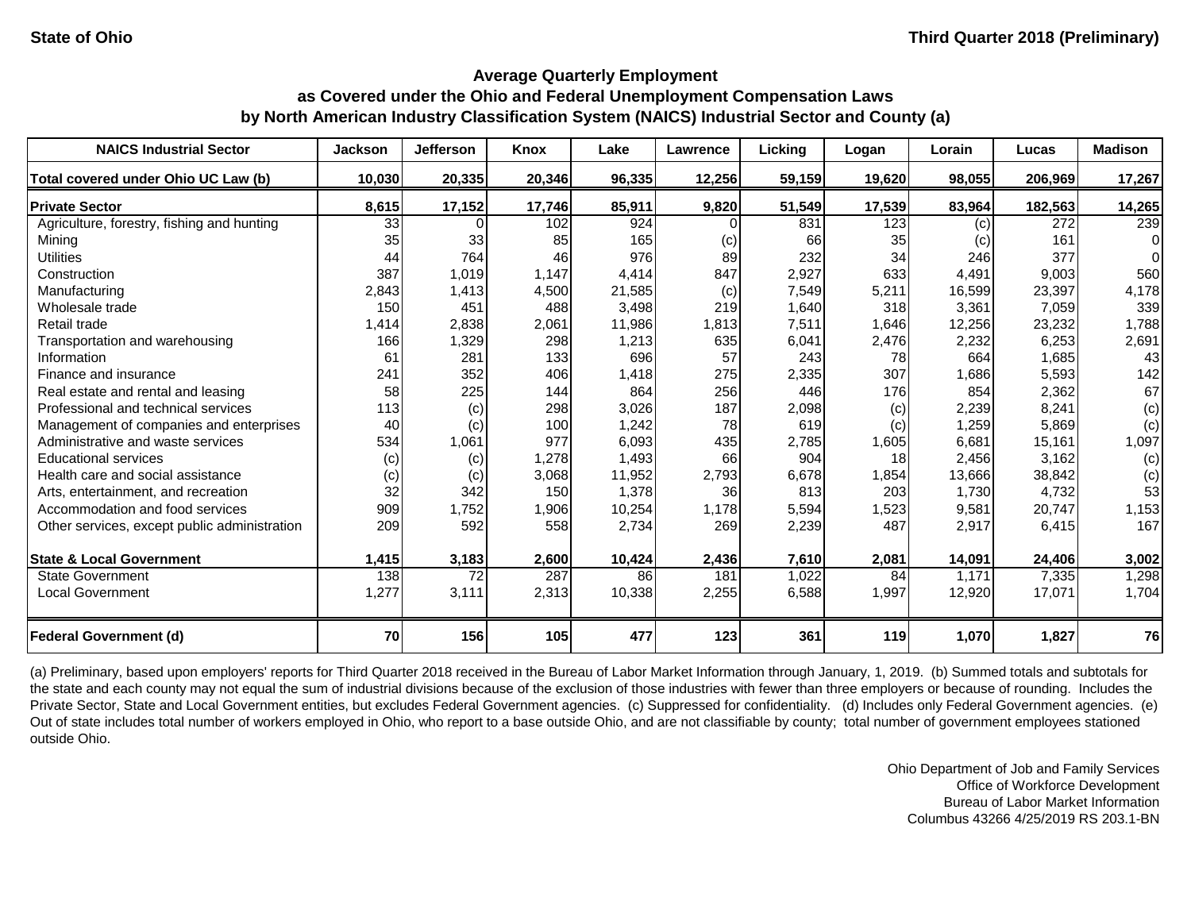State of Ohio | Third Quarter 2018 (Preliminary)

### Average Quarterly Employment
### as Covered under the Ohio and Federal Unemployment Compensation Laws
### by North American Industry Classification System (NAICS) Industrial Sector and County (a)

| NAICS Industrial Sector | Jackson | Jefferson | Knox | Lake | Lawrence | Licking | Logan | Lorain | Lucas | Madison |
|---|---|---|---|---|---|---|---|---|---|---|
| **Total covered under Ohio UC Law (b)** | **10,030** | **20,335** | **20,346** | **96,335** | **12,256** | **59,159** | **19,620** | **98,055** | **206,969** | **17,267** |
| **Private Sector** | **8,615** | **17,152** | **17,746** | **85,911** | **9,820** | **51,549** | **17,539** | **83,964** | **182,563** | **14,265** |
| Agriculture, forestry, fishing and hunting | 33 | 0 | 102 | 924 | 0 | 831 | 123 | (c) | 272 | 239 |
| Mining | 35 | 33 | 85 | 165 | (c) | 66 | 35 | (c) | 161 | 0 |
| Utilities | 44 | 764 | 46 | 976 | 89 | 232 | 34 | 246 | 377 | 0 |
| Construction | 387 | 1,019 | 1,147 | 4,414 | 847 | 2,927 | 633 | 4,491 | 9,003 | 560 |
| Manufacturing | 2,843 | 1,413 | 4,500 | 21,585 | (c) | 7,549 | 5,211 | 16,599 | 23,397 | 4,178 |
| Wholesale trade | 150 | 451 | 488 | 3,498 | 219 | 1,640 | 318 | 3,361 | 7,059 | 339 |
| Retail trade | 1,414 | 2,838 | 2,061 | 11,986 | 1,813 | 7,511 | 1,646 | 12,256 | 23,232 | 1,788 |
| Transportation and warehousing | 166 | 1,329 | 298 | 1,213 | 635 | 6,041 | 2,476 | 2,232 | 6,253 | 2,691 |
| Information | 61 | 281 | 133 | 696 | 57 | 243 | 78 | 664 | 1,685 | 43 |
| Finance and insurance | 241 | 352 | 406 | 1,418 | 275 | 2,335 | 307 | 1,686 | 5,593 | 142 |
| Real estate and rental and leasing | 58 | 225 | 144 | 864 | 256 | 446 | 176 | 854 | 2,362 | 67 |
| Professional and technical services | 113 | (c) | 298 | 3,026 | 187 | 2,098 | (c) | 2,239 | 8,241 | (c) |
| Management of companies and enterprises | 40 | (c) | 100 | 1,242 | 78 | 619 | (c) | 1,259 | 5,869 | (c) |
| Administrative and waste services | 534 | 1,061 | 977 | 6,093 | 435 | 2,785 | 1,605 | 6,681 | 15,161 | 1,097 |
| Educational services | (c) | (c) | 1,278 | 1,493 | 66 | 904 | 18 | 2,456 | 3,162 | (c) |
| Health care and social assistance | (c) | (c) | 3,068 | 11,952 | 2,793 | 6,678 | 1,854 | 13,666 | 38,842 | (c) |
| Arts, entertainment, and recreation | 32 | 342 | 150 | 1,378 | 36 | 813 | 203 | 1,730 | 4,732 | 53 |
| Accommodation and food services | 909 | 1,752 | 1,906 | 10,254 | 1,178 | 5,594 | 1,523 | 9,581 | 20,747 | 1,153 |
| Other services, except public administration | 209 | 592 | 558 | 2,734 | 269 | 2,239 | 487 | 2,917 | 6,415 | 167 |
| **State & Local Government** | **1,415** | **3,183** | **2,600** | **10,424** | **2,436** | **7,610** | **2,081** | **14,091** | **24,406** | **3,002** |
| State Government | 138 | 72 | 287 | 86 | 181 | 1,022 | 84 | 1,171 | 7,335 | 1,298 |
| Local Government | 1,277 | 3,111 | 2,313 | 10,338 | 2,255 | 6,588 | 1,997 | 12,920 | 17,071 | 1,704 |
| **Federal Government (d)** | **70** | **156** | **105** | **477** | **123** | **361** | **119** | **1,070** | **1,827** | **76** |

(a) Preliminary, based upon employers' reports for Third Quarter 2018 received in the Bureau of Labor Market Information through January, 1, 2019. (b) Summed totals and subtotals for the state and each county may not equal the sum of industrial divisions because of the exclusion of those industries with fewer than three employers or because of rounding. Includes the Private Sector, State and Local Government entities, but excludes Federal Government agencies. (c) Suppressed for confidentiality. (d) Includes only Federal Government agencies. (e) Out of state includes total number of workers employed in Ohio, who report to a base outside Ohio, and are not classifiable by county; total number of government employees stationed outside Ohio.

Ohio Department of Job and Family Services
Office of Workforce Development
Bureau of Labor Market Information
Columbus 43266 4/25/2019 RS 203.1-BN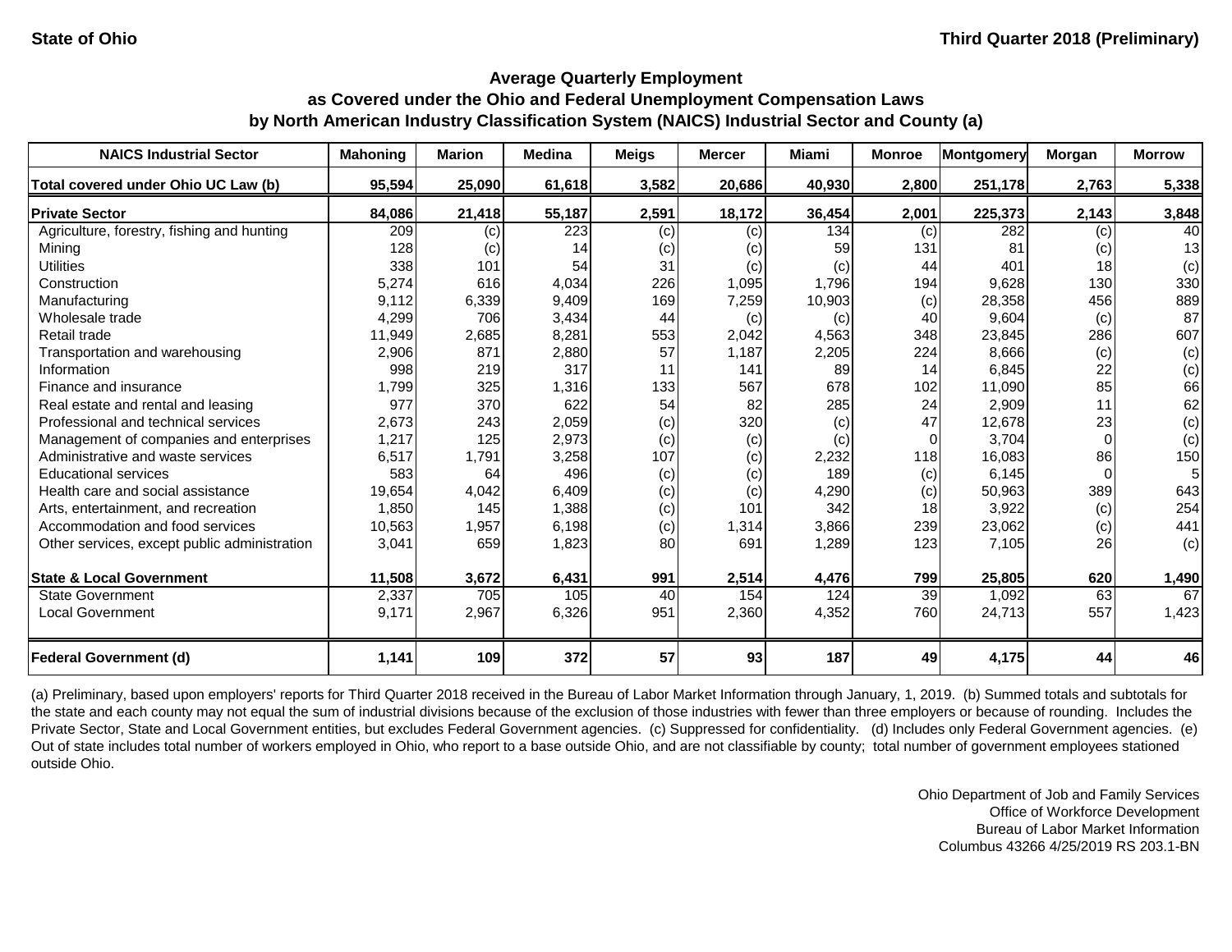State of Ohio | Third Quarter 2018 (Preliminary)

## Average Quarterly Employment as Covered under the Ohio and Federal Unemployment Compensation Laws by North American Industry Classification System (NAICS) Industrial Sector and County (a)

| NAICS Industrial Sector | Mahoning | Marion | Medina | Meigs | Mercer | Miami | Monroe | Montgomery | Morgan | Morrow |
|---|---|---|---|---|---|---|---|---|---|---|
| **Total covered under Ohio UC Law (b)** | **95,594** | **25,090** | **61,618** | **3,582** | **20,686** | **40,930** | **2,800** | **251,178** | **2,763** | **5,338** |
| **Private Sector** | **84,086** | **21,418** | **55,187** | **2,591** | **18,172** | **36,454** | **2,001** | **225,373** | **2,143** | **3,848** |
| Agriculture, forestry, fishing and hunting | 209 | (c) | 223 | (c) | (c) | 134 | (c) | 282 | (c) | 40 |
| Mining | 128 | (c) | 14 | (c) | (c) | 59 | 131 | 81 | (c) | 13 |
| Utilities | 338 | 101 | 54 | 31 | (c) | (c) | 44 | 401 | 18 | (c) |
| Construction | 5,274 | 616 | 4,034 | 226 | 1,095 | 1,796 | 194 | 9,628 | 130 | 330 |
| Manufacturing | 9,112 | 6,339 | 9,409 | 169 | 7,259 | 10,903 | (c) | 28,358 | 456 | 889 |
| Wholesale trade | 4,299 | 706 | 3,434 | 44 | (c) | (c) | 40 | 9,604 | (c) | 87 |
| Retail trade | 11,949 | 2,685 | 8,281 | 553 | 2,042 | 4,563 | 348 | 23,845 | 286 | 607 |
| Transportation and warehousing | 2,906 | 871 | 2,880 | 57 | 1,187 | 2,205 | 224 | 8,666 | (c) | (c) |
| Information | 998 | 219 | 317 | 11 | 141 | 89 | 14 | 6,845 | 22 | (c) |
| Finance and insurance | 1,799 | 325 | 1,316 | 133 | 567 | 678 | 102 | 11,090 | 85 | 66 |
| Real estate and rental and leasing | 977 | 370 | 622 | 54 | 82 | 285 | 24 | 2,909 | 11 | 62 |
| Professional and technical services | 2,673 | 243 | 2,059 | (c) | 320 | (c) | 47 | 12,678 | 23 | (c) |
| Management of companies and enterprises | 1,217 | 125 | 2,973 | (c) | (c) | (c) | 0 | 3,704 | 0 | (c) |
| Administrative and waste services | 6,517 | 1,791 | 3,258 | 107 | (c) | 2,232 | 118 | 16,083 | 86 | 150 |
| Educational services | 583 | 64 | 496 | (c) | (c) | 189 | (c) | 6,145 | 0 | 5 |
| Health care and social assistance | 19,654 | 4,042 | 6,409 | (c) | (c) | 4,290 | (c) | 50,963 | 389 | 643 |
| Arts, entertainment, and recreation | 1,850 | 145 | 1,388 | (c) | 101 | 342 | 18 | 3,922 | (c) | 254 |
| Accommodation and food services | 10,563 | 1,957 | 6,198 | (c) | 1,314 | 3,866 | 239 | 23,062 | (c) | 441 |
| Other services, except public administration | 3,041 | 659 | 1,823 | 80 | 691 | 1,289 | 123 | 7,105 | 26 | (c) |
| **State & Local Government** | **11,508** | **3,672** | **6,431** | **991** | **2,514** | **4,476** | **799** | **25,805** | **620** | **1,490** |
| State Government | 2,337 | 705 | 105 | 40 | 154 | 124 | 39 | 1,092 | 63 | 67 |
| Local Government | 9,171 | 2,967 | 6,326 | 951 | 2,360 | 4,352 | 760 | 24,713 | 557 | 1,423 |
| **Federal Government (d)** | **1,141** | **109** | **372** | **57** | **93** | **187** | **49** | **4,175** | **44** | **46** |

(a) Preliminary, based upon employers' reports for Third Quarter 2018 received in the Bureau of Labor Market Information through January, 1, 2019. (b) Summed totals and subtotals for the state and each county may not equal the sum of industrial divisions because of the exclusion of those industries with fewer than three employers or because of rounding. Includes the Private Sector, State and Local Government entities, but excludes Federal Government agencies. (c) Suppressed for confidentiality. (d) Includes only Federal Government agencies. (e) Out of state includes total number of workers employed in Ohio, who report to a base outside Ohio, and are not classifiable by county; total number of government employees stationed outside Ohio.

Ohio Department of Job and Family Services
Office of Workforce Development
Bureau of Labor Market Information
Columbus 43266 4/25/2019 RS 203.1-BN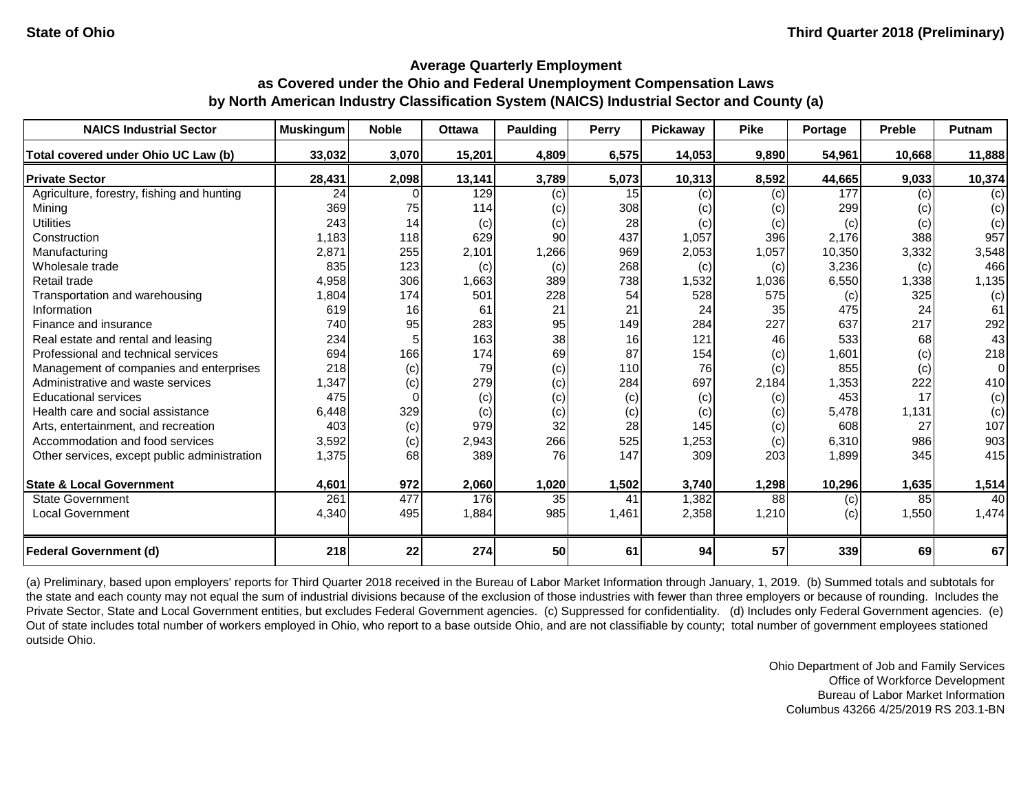State of Ohio | Third Quarter 2018 (Preliminary)

## Average Quarterly Employment as Covered under the Ohio and Federal Unemployment Compensation Laws by North American Industry Classification System (NAICS) Industrial Sector and County (a)

| NAICS Industrial Sector | Muskingum | Noble | Ottawa | Paulding | Perry | Pickaway | Pike | Portage | Preble | Putnam |
|---|---|---|---|---|---|---|---|---|---|---|
| **Total covered under Ohio UC Law (b)** | **33,032** | **3,070** | **15,201** | **4,809** | **6,575** | **14,053** | **9,890** | **54,961** | **10,668** | **11,888** |
| **Private Sector** | **28,431** | **2,098** | **13,141** | **3,789** | **5,073** | **10,313** | **8,592** | **44,665** | **9,033** | **10,374** |
| Agriculture, forestry, fishing and hunting | 24 | 0 | 129 | (c) | 15 | (c) | (c) | 177 | (c) | (c) |
| Mining | 369 | 75 | 114 | (c) | 308 | (c) | (c) | 299 | (c) | (c) |
| Utilities | 243 | 14 | (c) | (c) | 28 | (c) | (c) | (c) | (c) | (c) |
| Construction | 1,183 | 118 | 629 | 90 | 437 | 1,057 | 396 | 2,176 | 388 | 957 |
| Manufacturing | 2,871 | 255 | 2,101 | 1,266 | 969 | 2,053 | 1,057 | 10,350 | 3,332 | 3,548 |
| Wholesale trade | 835 | 123 | (c) | (c) | 268 | (c) | (c) | 3,236 | (c) | 466 |
| Retail trade | 4,958 | 306 | 1,663 | 389 | 738 | 1,532 | 1,036 | 6,550 | 1,338 | 1,135 |
| Transportation and warehousing | 1,804 | 174 | 501 | 228 | 54 | 528 | 575 | (c) | 325 | (c) |
| Information | 619 | 16 | 61 | 21 | 21 | 24 | 35 | 475 | 24 | 61 |
| Finance and insurance | 740 | 95 | 283 | 95 | 149 | 284 | 227 | 637 | 217 | 292 |
| Real estate and rental and leasing | 234 | 5 | 163 | 38 | 16 | 121 | 46 | 533 | 68 | 43 |
| Professional and technical services | 694 | 166 | 174 | 69 | 87 | 154 | (c) | 1,601 | (c) | 218 |
| Management of companies and enterprises | 218 | (c) | 79 | (c) | 110 | 76 | (c) | 855 | (c) | 0 |
| Administrative and waste services | 1,347 | (c) | 279 | (c) | 284 | 697 | 2,184 | 1,353 | 222 | 410 |
| Educational services | 475 | 0 | (c) | (c) | (c) | (c) | (c) | 453 | 17 | (c) |
| Health care and social assistance | 6,448 | 329 | (c) | (c) | (c) | (c) | (c) | 5,478 | 1,131 | (c) |
| Arts, entertainment, and recreation | 403 | (c) | 979 | 32 | 28 | 145 | (c) | 608 | 27 | 107 |
| Accommodation and food services | 3,592 | (c) | 2,943 | 266 | 525 | 1,253 | (c) | 6,310 | 986 | 903 |
| Other services, except public administration | 1,375 | 68 | 389 | 76 | 147 | 309 | 203 | 1,899 | 345 | 415 |
| **State & Local Government** | **4,601** | **972** | **2,060** | **1,020** | **1,502** | **3,740** | **1,298** | **10,296** | **1,635** | **1,514** |
| State Government | 261 | 477 | 176 | 35 | 41 | 1,382 | 88 | (c) | 85 | 40 |
| Local Government | 4,340 | 495 | 1,884 | 985 | 1,461 | 2,358 | 1,210 | (c) | 1,550 | 1,474 |
| **Federal Government (d)** | **218** | **22** | **274** | **50** | **61** | **94** | **57** | **339** | **69** | **67** |

(a) Preliminary, based upon employers' reports for Third Quarter 2018 received in the Bureau of Labor Market Information through January, 1, 2019. (b) Summed totals and subtotals for the state and each county may not equal the sum of industrial divisions because of the exclusion of those industries with fewer than three employers or because of rounding. Includes the Private Sector, State and Local Government entities, but excludes Federal Government agencies. (c) Suppressed for confidentiality. (d) Includes only Federal Government agencies. (e) Out of state includes total number of workers employed in Ohio, who report to a base outside Ohio, and are not classifiable by county; total number of government employees stationed outside Ohio.

Ohio Department of Job and Family Services
Office of Workforce Development
Bureau of Labor Market Information
Columbus 43266 4/25/2019 RS 203.1-BN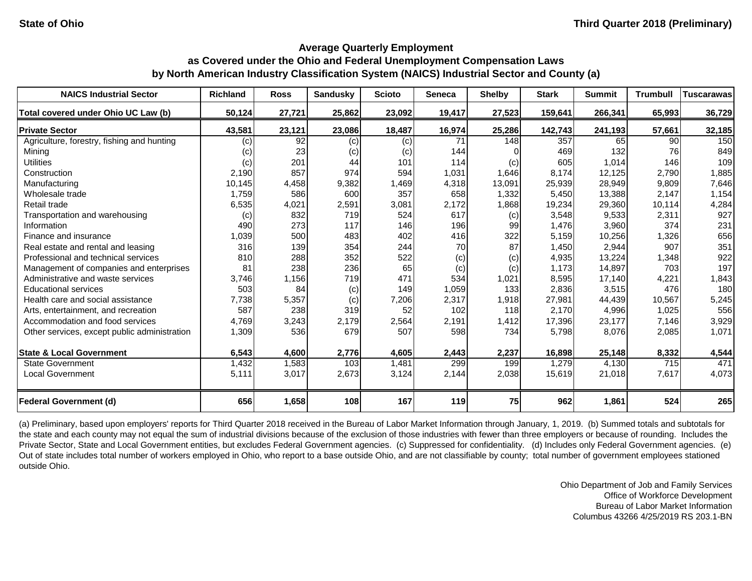State of Ohio | Third Quarter 2018 (Preliminary)

## Average Quarterly Employment
## as Covered under the Ohio and Federal Unemployment Compensation Laws
## by North American Industry Classification System (NAICS) Industrial Sector and County (a)

| NAICS Industrial Sector | Richland | Ross | Sandusky | Scioto | Seneca | Shelby | Stark | Summit | Trumbull | Tuscarawas |
|---|---|---|---|---|---|---|---|---|---|---|
| **Total covered under Ohio UC Law (b)** | **50,124** | **27,721** | **25,862** | **23,092** | **19,417** | **27,523** | **159,641** | **266,341** | **65,993** | **36,729** |
| **Private Sector** | **43,581** | **23,121** | **23,086** | **18,487** | **16,974** | **25,286** | **142,743** | **241,193** | **57,661** | **32,185** |
| Agriculture, forestry, fishing and hunting | (c) | 92 | (c) | (c) | 71 | 148 | 357 | 65 | 90 | 150 |
| Mining | (c) | 23 | (c) | (c) | 144 | 0 | 469 | 132 | 76 | 849 |
| Utilities | (c) | 201 | 44 | 101 | 114 | (c) | 605 | 1,014 | 146 | 109 |
| Construction | 2,190 | 857 | 974 | 594 | 1,031 | 1,646 | 8,174 | 12,125 | 2,790 | 1,885 |
| Manufacturing | 10,145 | 4,458 | 9,382 | 1,469 | 4,318 | 13,091 | 25,939 | 28,949 | 9,809 | 7,646 |
| Wholesale trade | 1,759 | 586 | 600 | 357 | 658 | 1,332 | 5,450 | 13,388 | 2,147 | 1,154 |
| Retail trade | 6,535 | 4,021 | 2,591 | 3,081 | 2,172 | 1,868 | 19,234 | 29,360 | 10,114 | 4,284 |
| Transportation and warehousing | (c) | 832 | 719 | 524 | 617 | (c) | 3,548 | 9,533 | 2,311 | 927 |
| Information | 490 | 273 | 117 | 146 | 196 | 99 | 1,476 | 3,960 | 374 | 231 |
| Finance and insurance | 1,039 | 500 | 483 | 402 | 416 | 322 | 5,159 | 10,256 | 1,326 | 656 |
| Real estate and rental and leasing | 316 | 139 | 354 | 244 | 70 | 87 | 1,450 | 2,944 | 907 | 351 |
| Professional and technical services | 810 | 288 | 352 | 522 | (c) | (c) | 4,935 | 13,224 | 1,348 | 922 |
| Management of companies and enterprises | 81 | 238 | 236 | 65 | (c) | (c) | 1,173 | 14,897 | 703 | 197 |
| Administrative and waste services | 3,746 | 1,156 | 719 | 471 | 534 | 1,021 | 8,595 | 17,140 | 4,221 | 1,843 |
| Educational services | 503 | 84 | (c) | 149 | 1,059 | 133 | 2,836 | 3,515 | 476 | 180 |
| Health care and social assistance | 7,738 | 5,357 | (c) | 7,206 | 2,317 | 1,918 | 27,981 | 44,439 | 10,567 | 5,245 |
| Arts, entertainment, and recreation | 587 | 238 | 319 | 52 | 102 | 118 | 2,170 | 4,996 | 1,025 | 556 |
| Accommodation and food services | 4,769 | 3,243 | 2,179 | 2,564 | 2,191 | 1,412 | 17,396 | 23,177 | 7,146 | 3,929 |
| Other services, except public administration | 1,309 | 536 | 679 | 507 | 598 | 734 | 5,798 | 8,076 | 2,085 | 1,071 |
| **State & Local Government** | **6,543** | **4,600** | **2,776** | **4,605** | **2,443** | **2,237** | **16,898** | **25,148** | **8,332** | **4,544** |
| State Government | 1,432 | 1,583 | 103 | 1,481 | 299 | 199 | 1,279 | 4,130 | 715 | 471 |
| Local Government | 5,111 | 3,017 | 2,673 | 3,124 | 2,144 | 2,038 | 15,619 | 21,018 | 7,617 | 4,073 |
| **Federal Government (d)** | **656** | **1,658** | **108** | **167** | **119** | **75** | **962** | **1,861** | **524** | **265** |

(a) Preliminary, based upon employers' reports for Third Quarter 2018 received in the Bureau of Labor Market Information through January, 1, 2019. (b) Summed totals and subtotals for the state and each county may not equal the sum of industrial divisions because of the exclusion of those industries with fewer than three employers or because of rounding. Includes the Private Sector, State and Local Government entities, but excludes Federal Government agencies. (c) Suppressed for confidentiality. (d) Includes only Federal Government agencies. (e) Out of state includes total number of workers employed in Ohio, who report to a base outside Ohio, and are not classifiable by county; total number of government employees stationed outside Ohio.

Ohio Department of Job and Family Services
Office of Workforce Development
Bureau of Labor Market Information
Columbus 43266 4/25/2019 RS 203.1-BN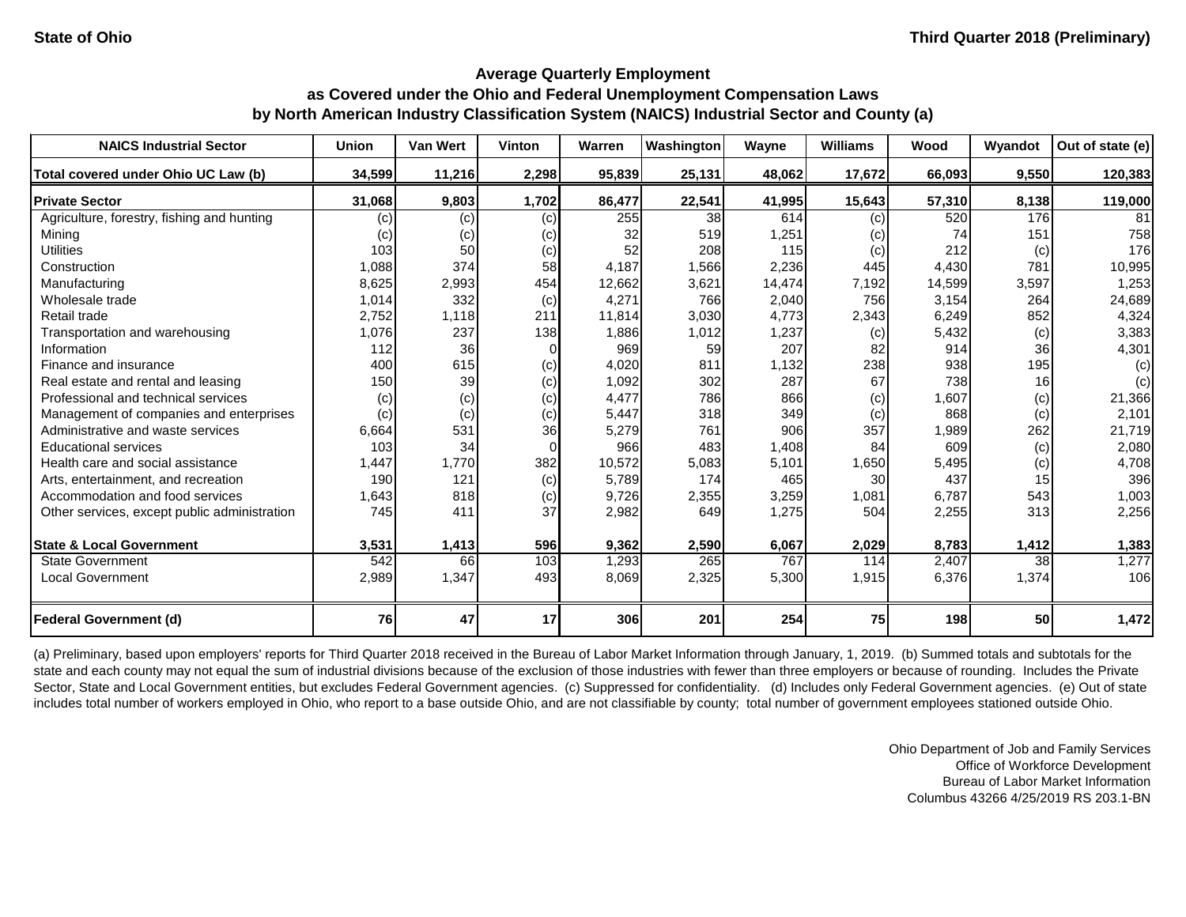**State of Ohio** **Third Quarter 2018 (Preliminary)**

## Average Quarterly Employment as Covered under the Ohio and Federal Unemployment Compensation Laws by North American Industry Classification System (NAICS) Industrial Sector and County (a)

| NAICS Industrial Sector | Union | Van Wert | Vinton | Warren | Washington | Wayne | Williams | Wood | Wyandot | Out of state (e) |
|---|---|---|---|---|---|---|---|---|---|---|
| **Total covered under Ohio UC Law (b)** | **34,599** | **11,216** | **2,298** | **95,839** | **25,131** | **48,062** | **17,672** | **66,093** | **9,550** | **120,383** |
| **Private Sector** | **31,068** | **9,803** | **1,702** | **86,477** | **22,541** | **41,995** | **15,643** | **57,310** | **8,138** | **119,000** |
| Agriculture, forestry, fishing and hunting | (c) | (c) | (c) | 255 | 38 | 614 | (c) | 520 | 176 | 81 |
| Mining | (c) | (c) | (c) | 32 | 519 | 1,251 | (c) | 74 | 151 | 758 |
| Utilities | 103 | 50 | (c) | 52 | 208 | 115 | (c) | 212 | (c) | 176 |
| Construction | 1,088 | 374 | 58 | 4,187 | 1,566 | 2,236 | 445 | 4,430 | 781 | 10,995 |
| Manufacturing | 8,625 | 2,993 | 454 | 12,662 | 3,621 | 14,474 | 7,192 | 14,599 | 3,597 | 1,253 |
| Wholesale trade | 1,014 | 332 | (c) | 4,271 | 766 | 2,040 | 756 | 3,154 | 264 | 24,689 |
| Retail trade | 2,752 | 1,118 | 211 | 11,814 | 3,030 | 4,773 | 2,343 | 6,249 | 852 | 4,324 |
| Transportation and warehousing | 1,076 | 237 | 138 | 1,886 | 1,012 | 1,237 | (c) | 5,432 | (c) | 3,383 |
| Information | 112 | 36 | 0 | 969 | 59 | 207 | 82 | 914 | 36 | 4,301 |
| Finance and insurance | 400 | 615 | (c) | 4,020 | 811 | 1,132 | 238 | 938 | 195 | (c) |
| Real estate and rental and leasing | 150 | 39 | (c) | 1,092 | 302 | 287 | 67 | 738 | 16 | (c) |
| Professional and technical services | (c) | (c) | (c) | 4,477 | 786 | 866 | (c) | 1,607 | (c) | 21,366 |
| Management of companies and enterprises | (c) | (c) | (c) | 5,447 | 318 | 349 | (c) | 868 | (c) | 2,101 |
| Administrative and waste services | 6,664 | 531 | 36 | 5,279 | 761 | 906 | 357 | 1,989 | 262 | 21,719 |
| Educational services | 103 | 34 | 0 | 966 | 483 | 1,408 | 84 | 609 | (c) | 2,080 |
| Health care and social assistance | 1,447 | 1,770 | 382 | 10,572 | 5,083 | 5,101 | 1,650 | 5,495 | (c) | 4,708 |
| Arts, entertainment, and recreation | 190 | 121 | (c) | 5,789 | 174 | 465 | 30 | 437 | 15 | 396 |
| Accommodation and food services | 1,643 | 818 | (c) | 9,726 | 2,355 | 3,259 | 1,081 | 6,787 | 543 | 1,003 |
| Other services, except public administration | 745 | 411 | 37 | 2,982 | 649 | 1,275 | 504 | 2,255 | 313 | 2,256 |
| **State & Local Government** | **3,531** | **1,413** | **596** | **9,362** | **2,590** | **6,067** | **2,029** | **8,783** | **1,412** | **1,383** |
| State Government | 542 | 66 | 103 | 1,293 | 265 | 767 | 114 | 2,407 | 38 | 1,277 |
| Local Government | 2,989 | 1,347 | 493 | 8,069 | 2,325 | 5,300 | 1,915 | 6,376 | 1,374 | 106 |
| **Federal Government (d)** | **76** | **47** | **17** | **306** | **201** | **254** | **75** | **198** | **50** | **1,472** |

(a) Preliminary, based upon employers' reports for Third Quarter 2018 received in the Bureau of Labor Market Information through January, 1, 2019. (b) Summed totals and subtotals for the state and each county may not equal the sum of industrial divisions because of the exclusion of those industries with fewer than three employers or because of rounding. Includes the Private Sector, State and Local Government entities, but excludes Federal Government agencies. (c) Suppressed for confidentiality. (d) Includes only Federal Government agencies. (e) Out of state includes total number of workers employed in Ohio, who report to a base outside Ohio, and are not classifiable by county; total number of government employees stationed outside Ohio.

Ohio Department of Job and Family Services
Office of Workforce Development
Bureau of Labor Market Information
Columbus 43266 4/25/2019 RS 203.1-BN